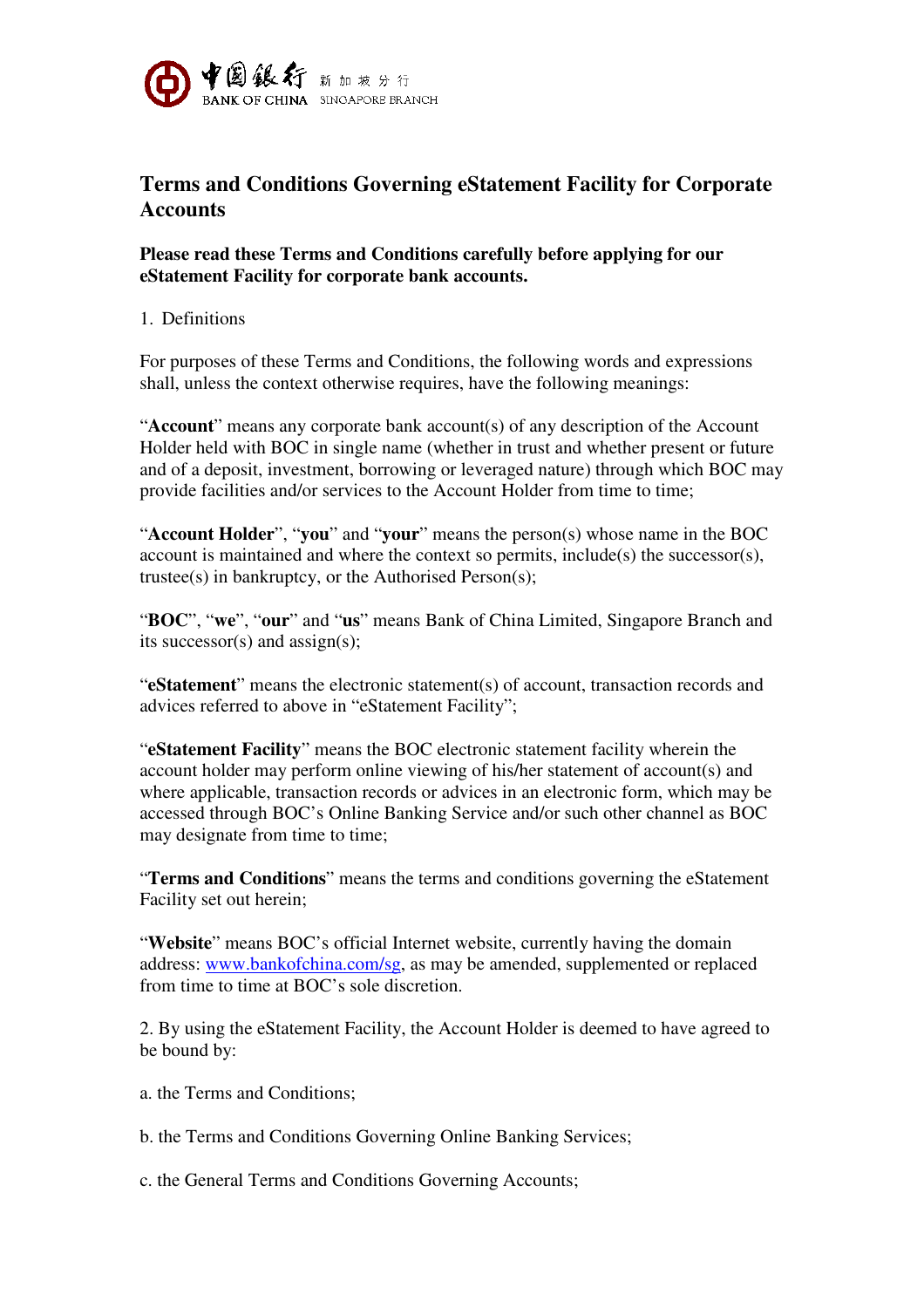中国银行 新加坡分行
BANK OF CHINA SINGAPORE BRANCH

# Terms and Conditions Governing eStatement Facility for Corporate Accounts

**Please read these Terms and Conditions carefully before applying for our eStatement Facility for corporate bank accounts.**

1. Definitions

For purposes of these Terms and Conditions, the following words and expressions shall, unless the context otherwise requires, have the following meanings:

"**Account**" means any corporate bank account(s) of any description of the Account Holder held with BOC in single name (whether in trust and whether present or future and of a deposit, investment, borrowing or leveraged nature) through which BOC may provide facilities and/or services to the Account Holder from time to time;

"**Account Holder**", "**you**" and "**your**" means the person(s) whose name in the BOC account is maintained and where the context so permits, include(s) the successor(s), trustee(s) in bankruptcy, or the Authorised Person(s);

"**BOC**", "**we**", "**our**" and "**us**" means Bank of China Limited, Singapore Branch and its successor(s) and assign(s);

"**eStatement**" means the electronic statement(s) of account, transaction records and advices referred to above in "eStatement Facility";

"**eStatement Facility**" means the BOC electronic statement facility wherein the account holder may perform online viewing of his/her statement of account(s) and where applicable, transaction records or advices in an electronic form, which may be accessed through BOC's Online Banking Service and/or such other channel as BOC may designate from time to time;

"**Terms and Conditions**" means the terms and conditions governing the eStatement Facility set out herein;

"**Website**" means BOC's official Internet website, currently having the domain address: www.bankofchina.com/sg, as may be amended, supplemented or replaced from time to time at BOC's sole discretion.

2. By using the eStatement Facility, the Account Holder is deemed to have agreed to be bound by:

a. the Terms and Conditions;

b. the Terms and Conditions Governing Online Banking Services;

c. the General Terms and Conditions Governing Accounts;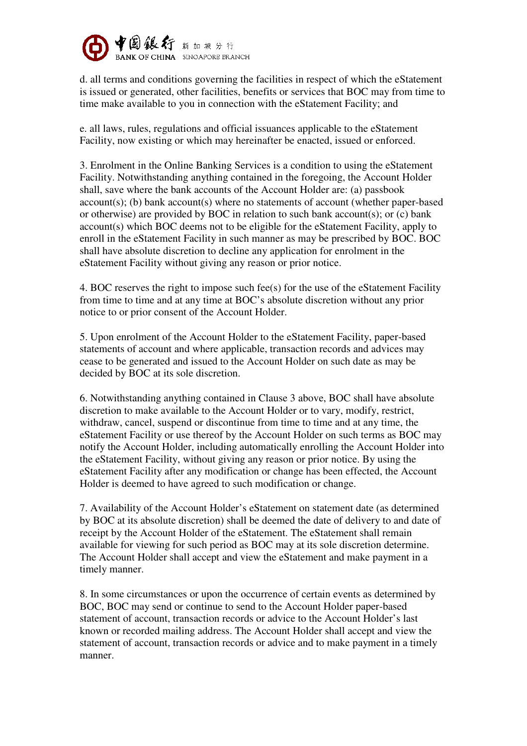d. all terms and conditions governing the facilities in respect of which the eStatement is issued or generated, other facilities, benefits or services that BOC may from time to time make available to you in connection with the eStatement Facility; and

e. all laws, rules, regulations and official issuances applicable to the eStatement Facility, now existing or which may hereinafter be enacted, issued or enforced.

3. Enrolment in the Online Banking Services is a condition to using the eStatement Facility. Notwithstanding anything contained in the foregoing, the Account Holder shall, save where the bank accounts of the Account Holder are: (a) passbook account(s); (b) bank account(s) where no statements of account (whether paper-based or otherwise) are provided by BOC in relation to such bank account(s); or (c) bank account(s) which BOC deems not to be eligible for the eStatement Facility, apply to enroll in the eStatement Facility in such manner as may be prescribed by BOC. BOC shall have absolute discretion to decline any application for enrolment in the eStatement Facility without giving any reason or prior notice.

4. BOC reserves the right to impose such fee(s) for the use of the eStatement Facility from time to time and at any time at BOC's absolute discretion without any prior notice to or prior consent of the Account Holder.

5. Upon enrolment of the Account Holder to the eStatement Facility, paper-based statements of account and where applicable, transaction records and advices may cease to be generated and issued to the Account Holder on such date as may be decided by BOC at its sole discretion.

6. Notwithstanding anything contained in Clause 3 above, BOC shall have absolute discretion to make available to the Account Holder or to vary, modify, restrict, withdraw, cancel, suspend or discontinue from time to time and at any time, the eStatement Facility or use thereof by the Account Holder on such terms as BOC may notify the Account Holder, including automatically enrolling the Account Holder into the eStatement Facility, without giving any reason or prior notice. By using the eStatement Facility after any modification or change has been effected, the Account Holder is deemed to have agreed to such modification or change.

7. Availability of the Account Holder's eStatement on statement date (as determined by BOC at its absolute discretion) shall be deemed the date of delivery to and date of receipt by the Account Holder of the eStatement. The eStatement shall remain available for viewing for such period as BOC may at its sole discretion determine. The Account Holder shall accept and view the eStatement and make payment in a timely manner.

8. In some circumstances or upon the occurrence of certain events as determined by BOC, BOC may send or continue to send to the Account Holder paper-based statement of account, transaction records or advice to the Account Holder's last known or recorded mailing address. The Account Holder shall accept and view the statement of account, transaction records or advice and to make payment in a timely manner.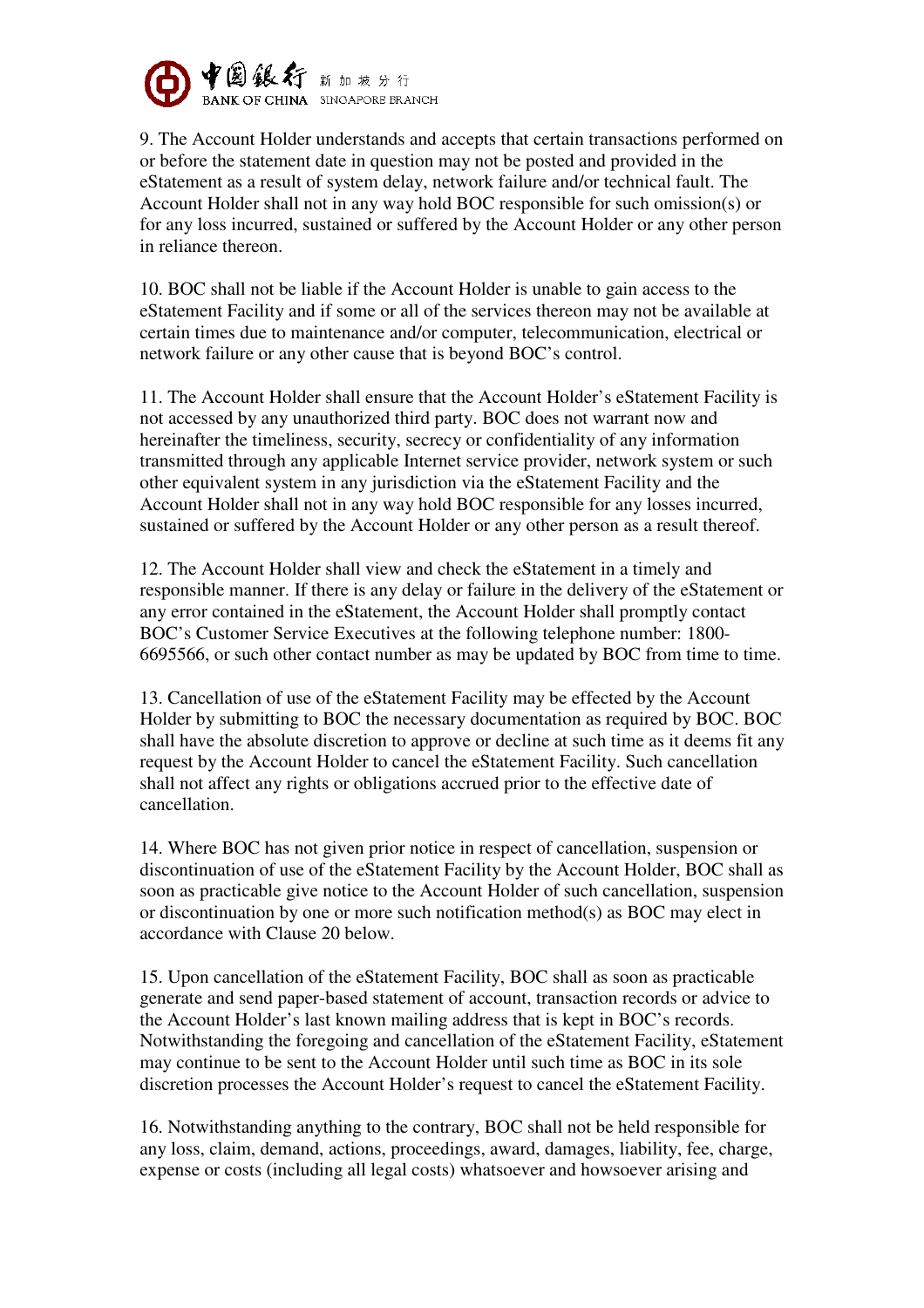9. The Account Holder understands and accepts that certain transactions performed on or before the statement date in question may not be posted and provided in the eStatement as a result of system delay, network failure and/or technical fault. The Account Holder shall not in any way hold BOC responsible for such omission(s) or for any loss incurred, sustained or suffered by the Account Holder or any other person in reliance thereon.

10. BOC shall not be liable if the Account Holder is unable to gain access to the eStatement Facility and if some or all of the services thereon may not be available at certain times due to maintenance and/or computer, telecommunication, electrical or network failure or any other cause that is beyond BOC's control.

11. The Account Holder shall ensure that the Account Holder's eStatement Facility is not accessed by any unauthorized third party. BOC does not warrant now and hereinafter the timeliness, security, secrecy or confidentiality of any information transmitted through any applicable Internet service provider, network system or such other equivalent system in any jurisdiction via the eStatement Facility and the Account Holder shall not in any way hold BOC responsible for any losses incurred, sustained or suffered by the Account Holder or any other person as a result thereof.

12. The Account Holder shall view and check the eStatement in a timely and responsible manner. If there is any delay or failure in the delivery of the eStatement or any error contained in the eStatement, the Account Holder shall promptly contact BOC's Customer Service Executives at the following telephone number: 1800-6695566, or such other contact number as may be updated by BOC from time to time.

13. Cancellation of use of the eStatement Facility may be effected by the Account Holder by submitting to BOC the necessary documentation as required by BOC. BOC shall have the absolute discretion to approve or decline at such time as it deems fit any request by the Account Holder to cancel the eStatement Facility. Such cancellation shall not affect any rights or obligations accrued prior to the effective date of cancellation.

14. Where BOC has not given prior notice in respect of cancellation, suspension or discontinuation of use of the eStatement Facility by the Account Holder, BOC shall as soon as practicable give notice to the Account Holder of such cancellation, suspension or discontinuation by one or more such notification method(s) as BOC may elect in accordance with Clause 20 below.

15. Upon cancellation of the eStatement Facility, BOC shall as soon as practicable generate and send paper-based statement of account, transaction records or advice to the Account Holder's last known mailing address that is kept in BOC's records. Notwithstanding the foregoing and cancellation of the eStatement Facility, eStatement may continue to be sent to the Account Holder until such time as BOC in its sole discretion processes the Account Holder's request to cancel the eStatement Facility.

16. Notwithstanding anything to the contrary, BOC shall not be held responsible for any loss, claim, demand, actions, proceedings, award, damages, liability, fee, charge, expense or costs (including all legal costs) whatsoever and howsoever arising and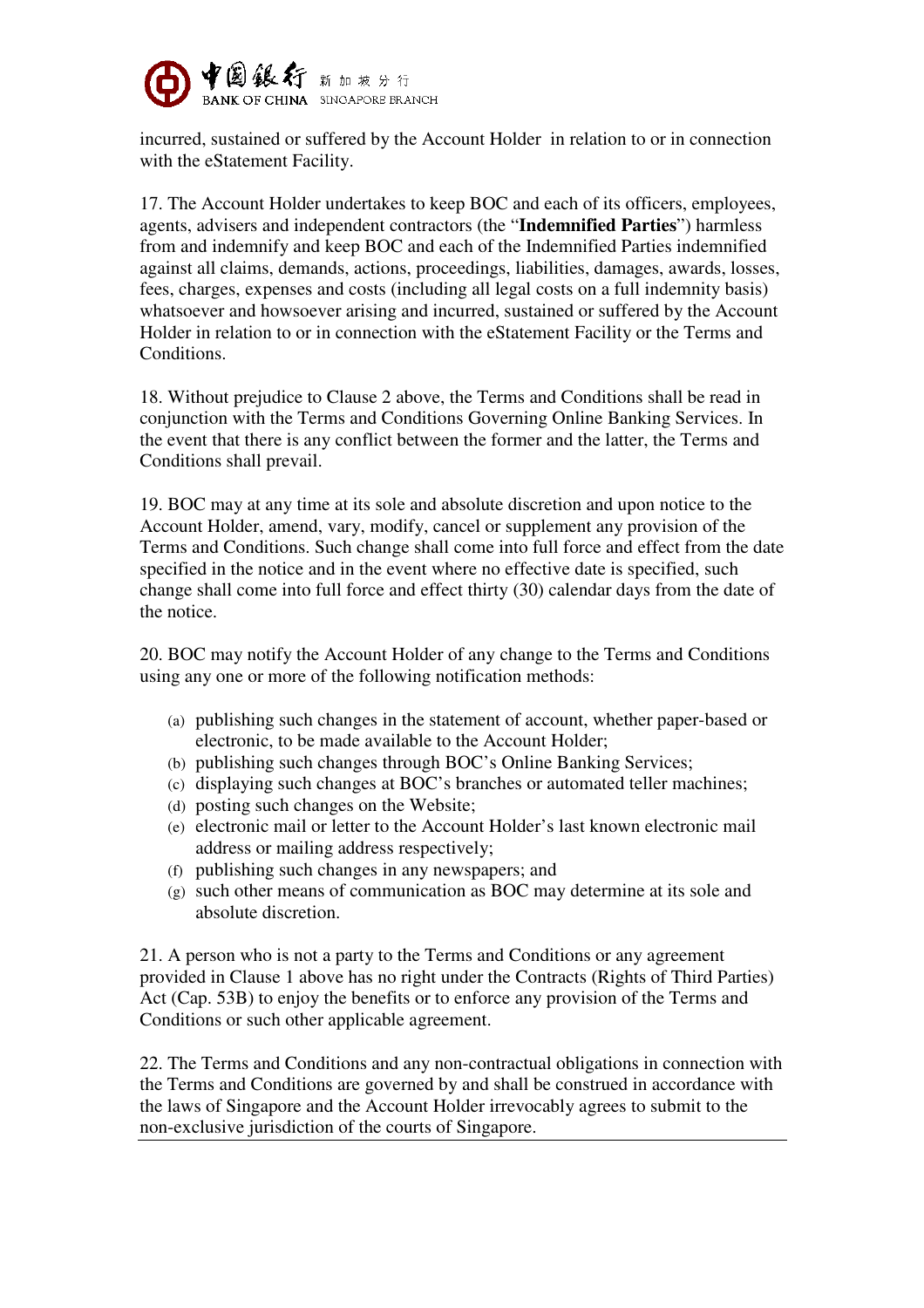incurred, sustained or suffered by the Account Holder in relation to or in connection with the eStatement Facility.

17. The Account Holder undertakes to keep BOC and each of its officers, employees, agents, advisers and independent contractors (the "**Indemnified Parties**") harmless from and indemnify and keep BOC and each of the Indemnified Parties indemnified against all claims, demands, actions, proceedings, liabilities, damages, awards, losses, fees, charges, expenses and costs (including all legal costs on a full indemnity basis) whatsoever and howsoever arising and incurred, sustained or suffered by the Account Holder in relation to or in connection with the eStatement Facility or the Terms and Conditions.

18. Without prejudice to Clause 2 above, the Terms and Conditions shall be read in conjunction with the Terms and Conditions Governing Online Banking Services. In the event that there is any conflict between the former and the latter, the Terms and Conditions shall prevail.

19. BOC may at any time at its sole and absolute discretion and upon notice to the Account Holder, amend, vary, modify, cancel or supplement any provision of the Terms and Conditions. Such change shall come into full force and effect from the date specified in the notice and in the event where no effective date is specified, such change shall come into full force and effect thirty (30) calendar days from the date of the notice.

20. BOC may notify the Account Holder of any change to the Terms and Conditions using any one or more of the following notification methods:

(a) publishing such changes in the statement of account, whether paper-based or electronic, to be made available to the Account Holder;
(b) publishing such changes through BOC's Online Banking Services;
(c) displaying such changes at BOC's branches or automated teller machines;
(d) posting such changes on the Website;
(e) electronic mail or letter to the Account Holder's last known electronic mail address or mailing address respectively;
(f) publishing such changes in any newspapers; and
(g) such other means of communication as BOC may determine at its sole and absolute discretion.

21. A person who is not a party to the Terms and Conditions or any agreement provided in Clause 1 above has no right under the Contracts (Rights of Third Parties) Act (Cap. 53B) to enjoy the benefits or to enforce any provision of the Terms and Conditions or such other applicable agreement.

22. The Terms and Conditions and any non-contractual obligations in connection with the Terms and Conditions are governed by and shall be construed in accordance with the laws of Singapore and the Account Holder irrevocably agrees to submit to the non-exclusive jurisdiction of the courts of Singapore.